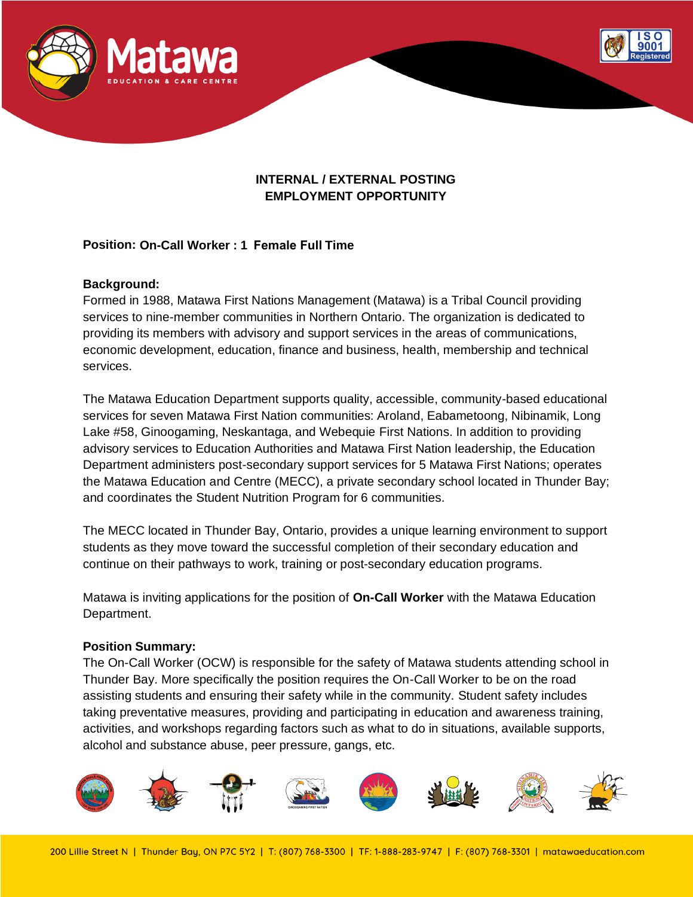**INTERNAL / EXTERNAL POSTING**
**EMPLOYMENT OPPORTUNITY**

**Position: On-Call Worker : 1 Female Full Time**

**Background:**
Formed in 1988, Matawa First Nations Management (Matawa) is a Tribal Council providing services to nine-member communities in Northern Ontario. The organization is dedicated to providing its members with advisory and support services in the areas of communications, economic development, education, finance and business, health, membership and technical services.

The Matawa Education Department supports quality, accessible, community-based educational services for seven Matawa First Nation communities: Aroland, Eabametoong, Nibinamik, Long Lake #58, Ginoogaming, Neskantaga, and Webequie First Nations. In addition to providing advisory services to Education Authorities and Matawa First Nation leadership, the Education Department administers post-secondary support services for 5 Matawa First Nations; operates the Matawa Education and Centre (MECC), a private secondary school located in Thunder Bay; and coordinates the Student Nutrition Program for 6 communities.

The MECC located in Thunder Bay, Ontario, provides a unique learning environment to support students as they move toward the successful completion of their secondary education and continue on their pathways to work, training or post-secondary education programs.

Matawa is inviting applications for the position of **On-Call Worker** with the Matawa Education Department.

**Position Summary:**
The On-Call Worker (OCW) is responsible for the safety of Matawa students attending school in Thunder Bay. More specifically the position requires the On-Call Worker to be on the road assisting students and ensuring their safety while in the community. Student safety includes taking preventative measures, providing and participating in education and awareness training, activities, and workshops regarding factors such as what to do in situations, available supports, alcohol and substance abuse, peer pressure, gangs, etc.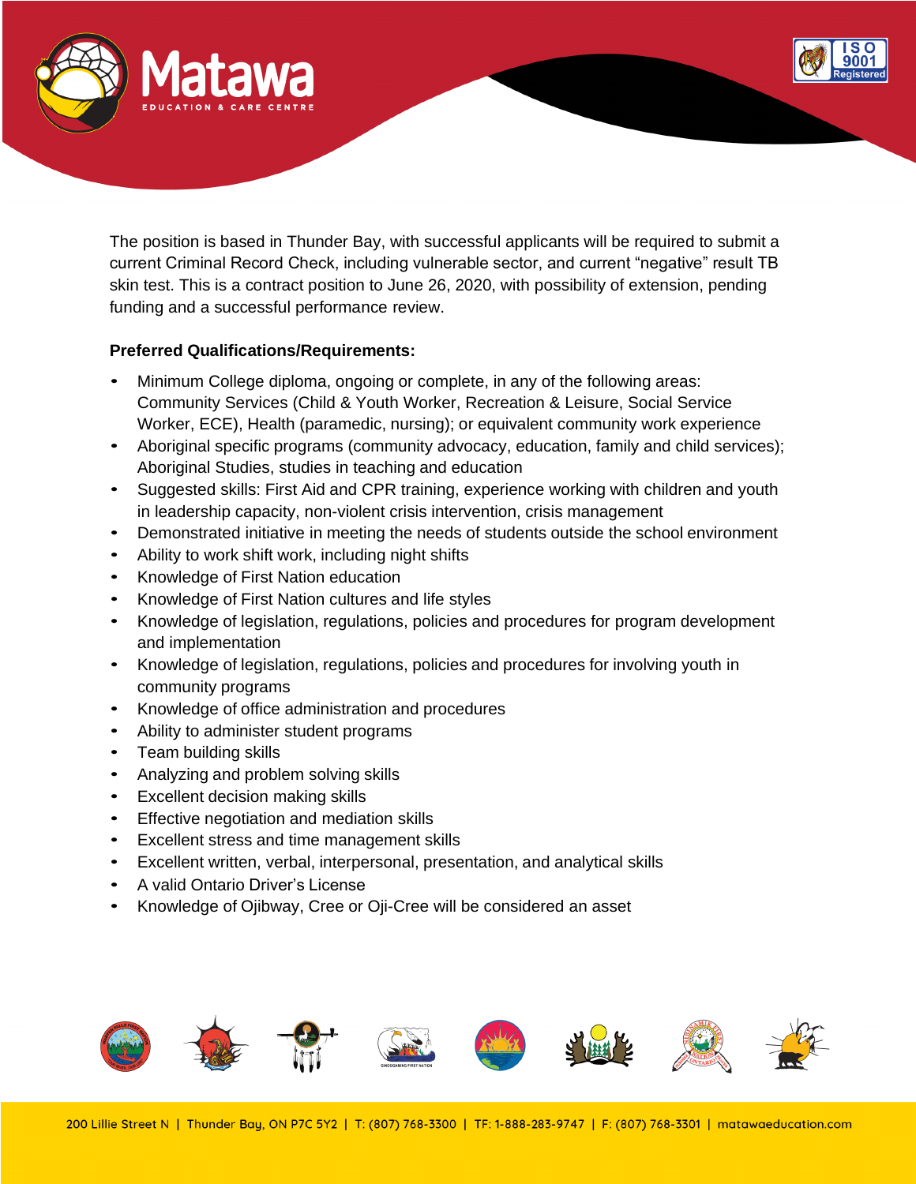The position is based in Thunder Bay, with successful applicants will be required to submit a current Criminal Record Check, including vulnerable sector, and current "negative" result TB skin test. This is a contract position to June 26, 2020, with possibility of extension, pending funding and a successful performance review.

**Preferred Qualifications/Requirements:**

- Minimum College diploma, ongoing or complete, in any of the following areas: Community Services (Child & Youth Worker, Recreation & Leisure, Social Service Worker, ECE), Health (paramedic, nursing); or equivalent community work experience
- Aboriginal specific programs (community advocacy, education, family and child services); Aboriginal Studies, studies in teaching and education
- Suggested skills: First Aid and CPR training, experience working with children and youth in leadership capacity, non-violent crisis intervention, crisis management
- Demonstrated initiative in meeting the needs of students outside the school environment
- Ability to work shift work, including night shifts
- Knowledge of First Nation education
- Knowledge of First Nation cultures and life styles
- Knowledge of legislation, regulations, policies and procedures for program development and implementation
- Knowledge of legislation, regulations, policies and procedures for involving youth in community programs
- Knowledge of office administration and procedures
- Ability to administer student programs
- Team building skills
- Analyzing and problem solving skills
- Excellent decision making skills
- Effective negotiation and mediation skills
- Excellent stress and time management skills
- Excellent written, verbal, interpersonal, presentation, and analytical skills
- A valid Ontario Driver's License
- Knowledge of Ojibway, Cree or Oji-Cree will be considered an asset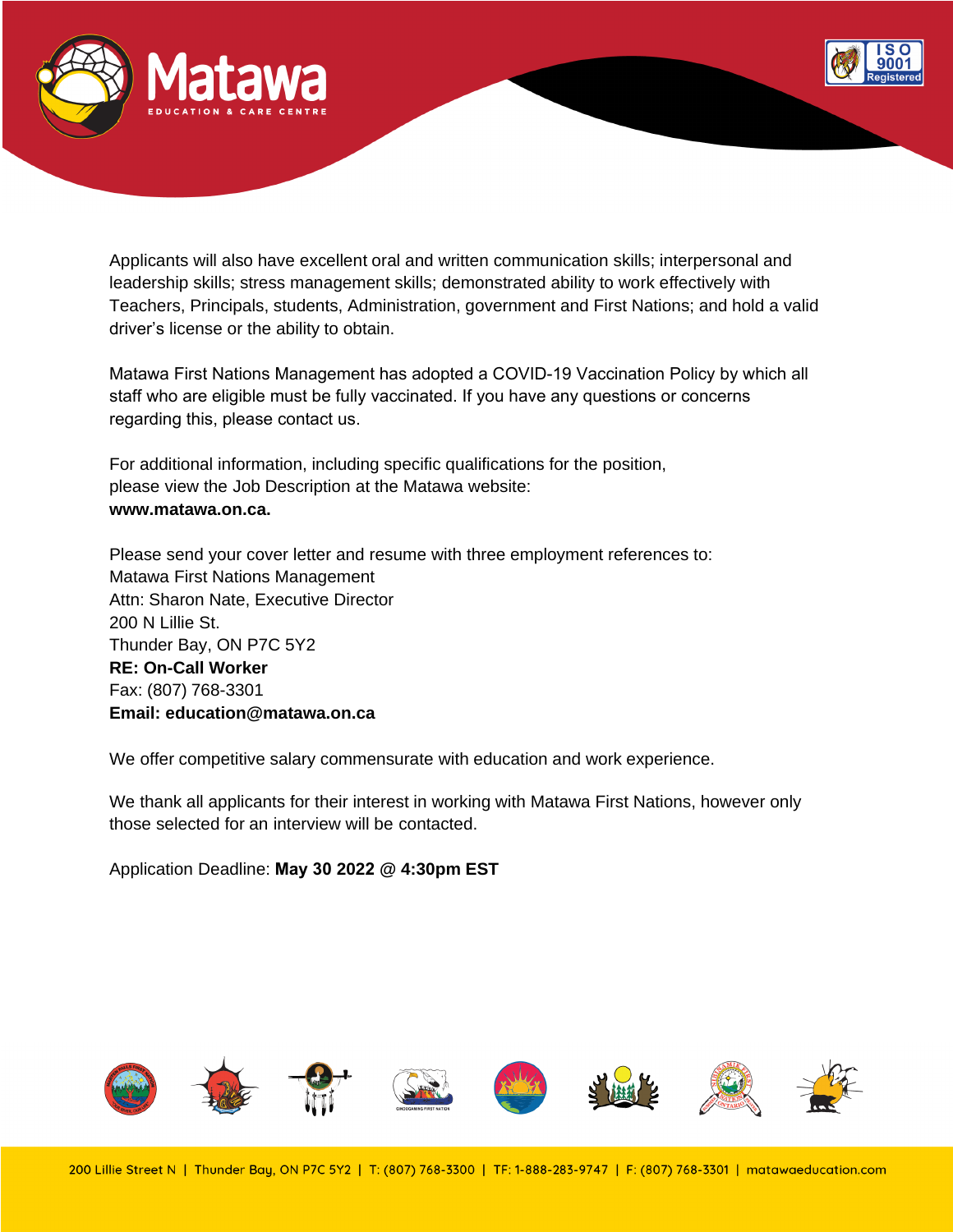Applicants will also have excellent oral and written communication skills; interpersonal and leadership skills; stress management skills; demonstrated ability to work effectively with Teachers, Principals, students, Administration, government and First Nations; and hold a valid driver's license or the ability to obtain.

Matawa First Nations Management has adopted a COVID-19 Vaccination Policy by which all staff who are eligible must be fully vaccinated. If you have any questions or concerns regarding this, please contact us.

For additional information, including specific qualifications for the position, please view the Job Description at the Matawa website: **www.matawa.on.ca.**

Please send your cover letter and resume with three employment references to:
Matawa First Nations Management
Attn: Sharon Nate, Executive Director
200 N Lillie St.
Thunder Bay, ON P7C 5Y2
**RE: On-Call Worker**
Fax: (807) 768-3301
**Email: education@matawa.on.ca**

We offer competitive salary commensurate with education and work experience.

We thank all applicants for their interest in working with Matawa First Nations, however only those selected for an interview will be contacted.

Application Deadline: **May 30 2022 @ 4:30pm EST**